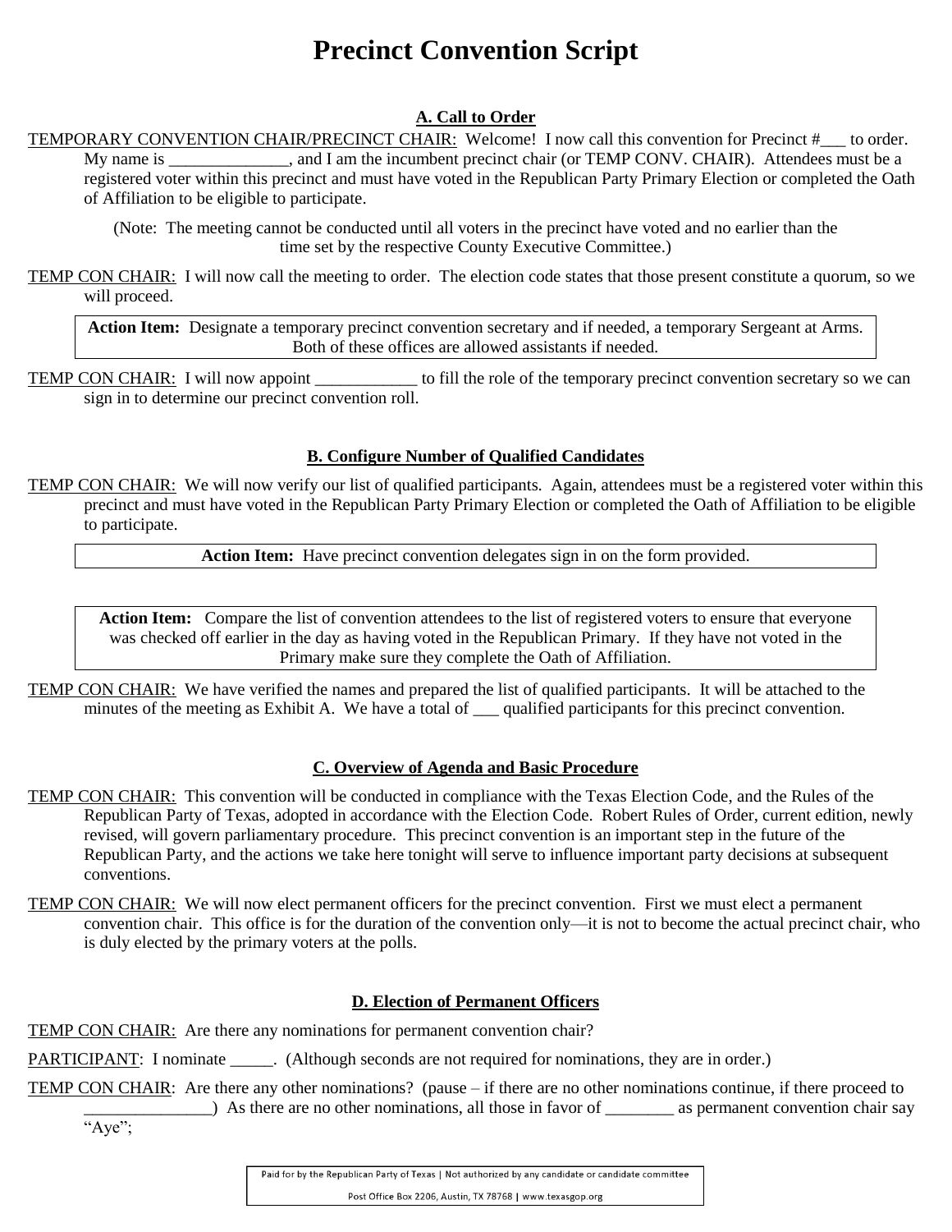# Precinct Convention Script

## A. Call to Order

TEMPORARY CONVENTION CHAIR/PRECINCT CHAIR: Welcome! I now call this convention for Precinct #___ to order. My name is ______________, and I am the incumbent precinct chair (or TEMP CONV. CHAIR). Attendees must be a registered voter within this precinct and must have voted in the Republican Party Primary Election or completed the Oath of Affiliation to be eligible to participate.

(Note: The meeting cannot be conducted until all voters in the precinct have voted and no earlier than the time set by the respective County Executive Committee.)

TEMP CON CHAIR: I will now call the meeting to order. The election code states that those present constitute a quorum, so we will proceed.

> **Action Item:** Designate a temporary precinct convention secretary and if needed, a temporary Sergeant at Arms. Both of these offices are allowed assistants if needed.

TEMP CON CHAIR: I will now appoint ____________ to fill the role of the temporary precinct convention secretary so we can sign in to determine our precinct convention roll.

## B. Configure Number of Qualified Candidates

TEMP CON CHAIR: We will now verify our list of qualified participants. Again, attendees must be a registered voter within this precinct and must have voted in the Republican Party Primary Election or completed the Oath of Affiliation to be eligible to participate.

> **Action Item:** Have precinct convention delegates sign in on the form provided.

> **Action Item:** Compare the list of convention attendees to the list of registered voters to ensure that everyone was checked off earlier in the day as having voted in the Republican Primary. If they have not voted in the Primary make sure they complete the Oath of Affiliation.

TEMP CON CHAIR: We have verified the names and prepared the list of qualified participants. It will be attached to the minutes of the meeting as Exhibit A. We have a total of ___ qualified participants for this precinct convention.

## C. Overview of Agenda and Basic Procedure

TEMP CON CHAIR: This convention will be conducted in compliance with the Texas Election Code, and the Rules of the Republican Party of Texas, adopted in accordance with the Election Code. Robert Rules of Order, current edition, newly revised, will govern parliamentary procedure. This precinct convention is an important step in the future of the Republican Party, and the actions we take here tonight will serve to influence important party decisions at subsequent conventions.

TEMP CON CHAIR: We will now elect permanent officers for the precinct convention. First we must elect a permanent convention chair. This office is for the duration of the convention only—it is not to become the actual precinct chair, who is duly elected by the primary voters at the polls.

## D. Election of Permanent Officers

TEMP CON CHAIR: Are there any nominations for permanent convention chair?

PARTICIPANT: I nominate _____. (Although seconds are not required for nominations, they are in order.)

TEMP CON CHAIR: Are there any other nominations? (pause – if there are no other nominations continue, if there proceed to _______________) As there are no other nominations, all those in favor of ________ as permanent convention chair say "Aye";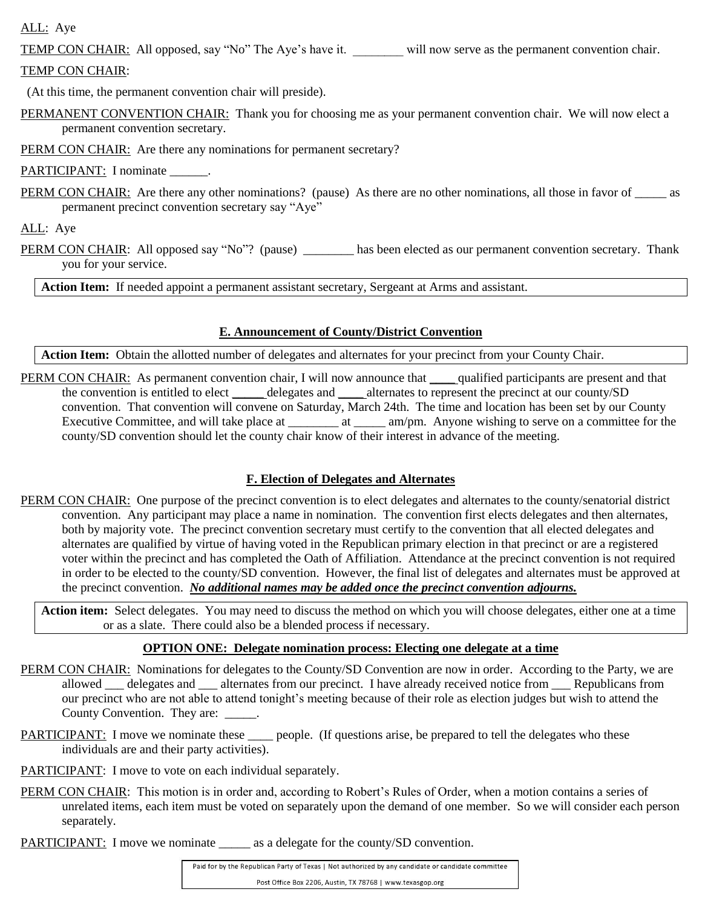ALL: Aye

TEMP CON CHAIR: All opposed, say "No" The Aye's have it. ________ will now serve as the permanent convention chair.

TEMP CON CHAIR:

(At this time, the permanent convention chair will preside).

PERMANENT CONVENTION CHAIR: Thank you for choosing me as your permanent convention chair. We will now elect a permanent convention secretary.

PERM CON CHAIR: Are there any nominations for permanent secretary?

PARTICIPANT: I nominate ______.

PERM CON CHAIR: Are there any other nominations? (pause) As there are no other nominations, all those in favor of _____ as permanent precinct convention secretary say "Aye"

ALL: Aye

PERM CON CHAIR: All opposed say "No"? (pause) ________ has been elected as our permanent convention secretary. Thank you for your service.

**Action Item:** If needed appoint a permanent assistant secretary, Sergeant at Arms and assistant.

## E. Announcement of County/District Convention

**Action Item:** Obtain the allotted number of delegates and alternates for your precinct from your County Chair.

PERM CON CHAIR: As permanent convention chair, I will now announce that ____ qualified participants are present and that the convention is entitled to elect _____ delegates and ____ alternates to represent the precinct at our county/SD convention. That convention will convene on Saturday, March 24th. The time and location has been set by our County Executive Committee, and will take place at ________ at _____ am/pm. Anyone wishing to serve on a committee for the county/SD convention should let the county chair know of their interest in advance of the meeting.

## F. Election of Delegates and Alternates

PERM CON CHAIR: One purpose of the precinct convention is to elect delegates and alternates to the county/senatorial district convention. Any participant may place a name in nomination. The convention first elects delegates and then alternates, both by majority vote. The precinct convention secretary must certify to the convention that all elected delegates and alternates are qualified by virtue of having voted in the Republican primary election in that precinct or are a registered voter within the precinct and has completed the Oath of Affiliation. Attendance at the precinct convention is not required in order to be elected to the county/SD convention. However, the final list of delegates and alternates must be approved at the precinct convention. ***No additional names may be added once the precinct convention adjourns.***

**Action item:** Select delegates. You may need to discuss the method on which you will choose delegates, either one at a time or as a slate. There could also be a blended process if necessary.

### OPTION ONE: Delegate nomination process: Electing one delegate at a time

PERM CON CHAIR: Nominations for delegates to the County/SD Convention are now in order. According to the Party, we are allowed ___ delegates and ___ alternates from our precinct. I have already received notice from ___ Republicans from our precinct who are not able to attend tonight's meeting because of their role as election judges but wish to attend the County Convention. They are: _____.

PARTICIPANT: I move we nominate these ____ people. (If questions arise, be prepared to tell the delegates who these individuals are and their party activities).

PARTICIPANT: I move to vote on each individual separately.

PERM CON CHAIR: This motion is in order and, according to Robert's Rules of Order, when a motion contains a series of unrelated items, each item must be voted on separately upon the demand of one member. So we will consider each person separately.

PARTICIPANT: I move we nominate _____ as a delegate for the county/SD convention.

Paid for by the Republican Party of Texas | Not authorized by any candidate or candidate committee

Post Office Box 2206, Austin, TX 78768 | www.texasgop.org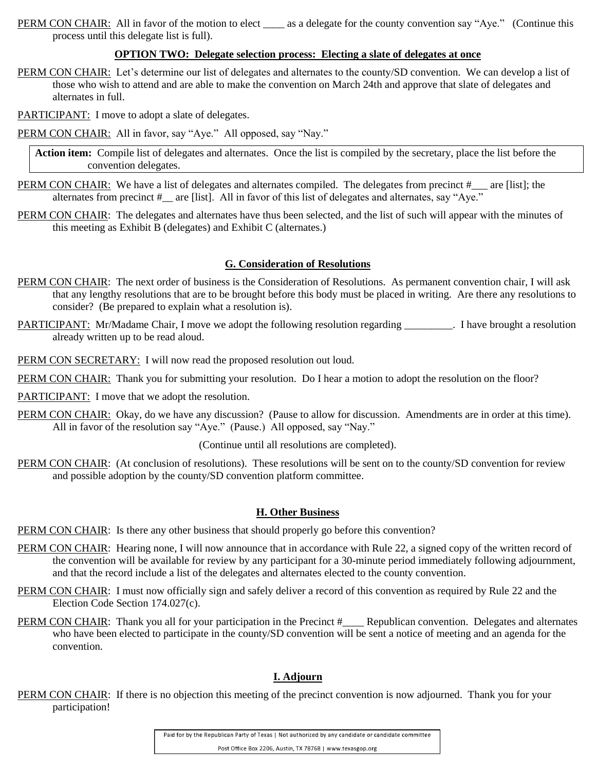PERM CON CHAIR: All in favor of the motion to elect ____ as a delegate for the county convention say "Aye." (Continue this process until this delegate list is full).

**OPTION TWO: Delegate selection process: Electing a slate of delegates at once**

PERM CON CHAIR: Let's determine our list of delegates and alternates to the county/SD convention. We can develop a list of those who wish to attend and are able to make the convention on March 24th and approve that slate of delegates and alternates in full.

PARTICIPANT: I move to adopt a slate of delegates.

PERM CON CHAIR: All in favor, say "Aye." All opposed, say "Nay."

**Action item:** Compile list of delegates and alternates. Once the list is compiled by the secretary, place the list before the convention delegates.

PERM CON CHAIR: We have a list of delegates and alternates compiled. The delegates from precinct #___ are [list]; the alternates from precinct #__ are [list]. All in favor of this list of delegates and alternates, say "Aye."

PERM CON CHAIR: The delegates and alternates have thus been selected, and the list of such will appear with the minutes of this meeting as Exhibit B (delegates) and Exhibit C (alternates.)

## G. Consideration of Resolutions

PERM CON CHAIR: The next order of business is the Consideration of Resolutions. As permanent convention chair, I will ask that any lengthy resolutions that are to be brought before this body must be placed in writing. Are there any resolutions to consider? (Be prepared to explain what a resolution is).

PARTICIPANT: Mr/Madame Chair, I move we adopt the following resolution regarding _________. I have brought a resolution already written up to be read aloud.

PERM CON SECRETARY: I will now read the proposed resolution out loud.

PERM CON CHAIR: Thank you for submitting your resolution. Do I hear a motion to adopt the resolution on the floor?

PARTICIPANT: I move that we adopt the resolution.

PERM CON CHAIR: Okay, do we have any discussion? (Pause to allow for discussion. Amendments are in order at this time). All in favor of the resolution say "Aye." (Pause.) All opposed, say "Nay."

(Continue until all resolutions are completed).

PERM CON CHAIR: (At conclusion of resolutions). These resolutions will be sent on to the county/SD convention for review and possible adoption by the county/SD convention platform committee.

## H. Other Business

PERM CON CHAIR: Is there any other business that should properly go before this convention?

PERM CON CHAIR: Hearing none, I will now announce that in accordance with Rule 22, a signed copy of the written record of the convention will be available for review by any participant for a 30-minute period immediately following adjournment, and that the record include a list of the delegates and alternates elected to the county convention.

PERM CON CHAIR: I must now officially sign and safely deliver a record of this convention as required by Rule 22 and the Election Code Section 174.027(c).

PERM CON CHAIR: Thank you all for your participation in the Precinct #____ Republican convention. Delegates and alternates who have been elected to participate in the county/SD convention will be sent a notice of meeting and an agenda for the convention.

## I. Adjourn

PERM CON CHAIR: If there is no objection this meeting of the precinct convention is now adjourned. Thank you for your participation!

Paid for by the Republican Party of Texas | Not authorized by any candidate or candidate committee

Post Office Box 2206, Austin, TX 78768 | www.texasgop.org